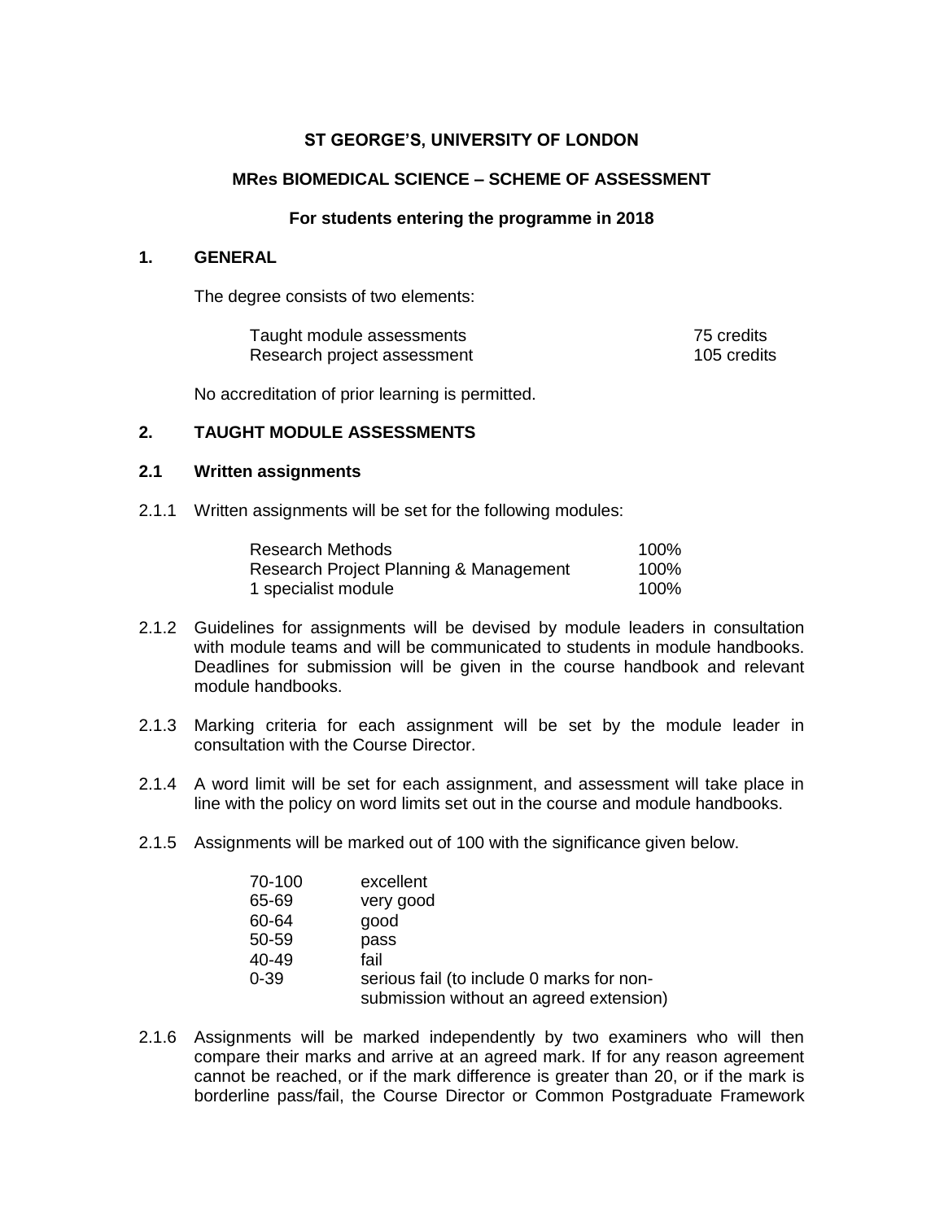**ST GEORGE'S, UNIVERSITY OF LONDON**

**MRes BIOMEDICAL SCIENCE – SCHEME OF ASSESSMENT**

**For students entering the programme in 2018**

## 1. GENERAL

The degree consists of two elements:

| | |
|---|---|
| Taught module assessments | 75 credits |
| Research project assessment | 105 credits |

No accreditation of prior learning is permitted.

## 2. TAUGHT MODULE ASSESSMENTS

### 2.1 Written assignments

2.1.1 Written assignments will be set for the following modules:

| | |
|---|---|
| Research Methods | 100% |
| Research Project Planning & Management | 100% |
| 1 specialist module | 100% |

2.1.2 Guidelines for assignments will be devised by module leaders in consultation with module teams and will be communicated to students in module handbooks. Deadlines for submission will be given in the course handbook and relevant module handbooks.

2.1.3 Marking criteria for each assignment will be set by the module leader in consultation with the Course Director.

2.1.4 A word limit will be set for each assignment, and assessment will take place in line with the policy on word limits set out in the course and module handbooks.

2.1.5 Assignments will be marked out of 100 with the significance given below.

| | |
|---|---|
| 70-100 | excellent |
| 65-69 | very good |
| 60-64 | good |
| 50-59 | pass |
| 40-49 | fail |
| 0-39 | serious fail (to include 0 marks for non-submission without an agreed extension) |

2.1.6 Assignments will be marked independently by two examiners who will then compare their marks and arrive at an agreed mark. If for any reason agreement cannot be reached, or if the mark difference is greater than 20, or if the mark is borderline pass/fail, the Course Director or Common Postgraduate Framework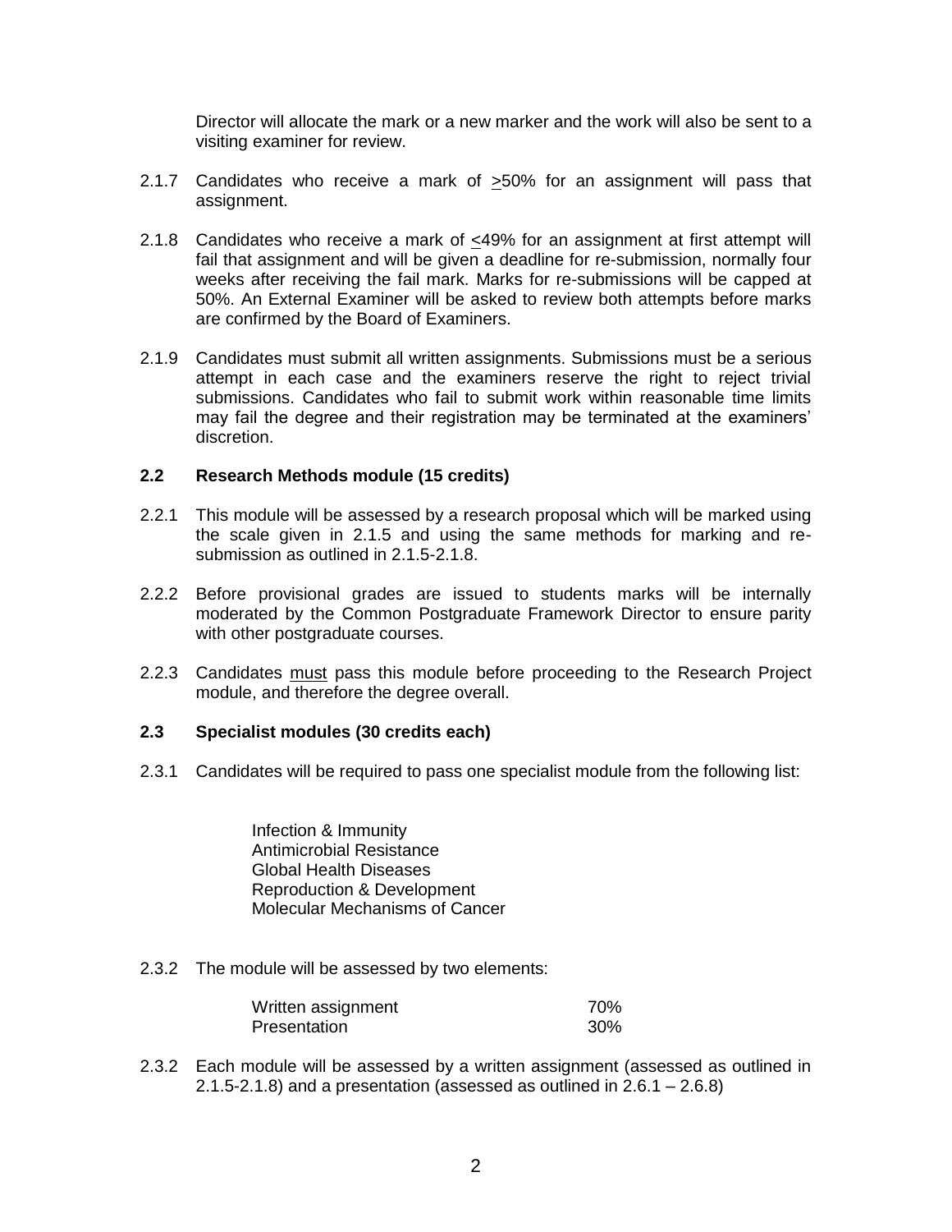Director will allocate the mark or a new marker and the work will also be sent to a visiting examiner for review.

2.1.7 Candidates who receive a mark of $\geq$50% for an assignment will pass that assignment.

2.1.8 Candidates who receive a mark of $\leq$49% for an assignment at first attempt will fail that assignment and will be given a deadline for re-submission, normally four weeks after receiving the fail mark. Marks for re-submissions will be capped at 50%. An External Examiner will be asked to review both attempts before marks are confirmed by the Board of Examiners.

2.1.9 Candidates must submit all written assignments. Submissions must be a serious attempt in each case and the examiners reserve the right to reject trivial submissions. Candidates who fail to submit work within reasonable time limits may fail the degree and their registration may be terminated at the examiners' discretion.

### 2.2 Research Methods module (15 credits)

2.2.1 This module will be assessed by a research proposal which will be marked using the scale given in 2.1.5 and using the same methods for marking and re-submission as outlined in 2.1.5-2.1.8.

2.2.2 Before provisional grades are issued to students marks will be internally moderated by the Common Postgraduate Framework Director to ensure parity with other postgraduate courses.

2.2.3 Candidates <u>must</u> pass this module before proceeding to the Research Project module, and therefore the degree overall.

### 2.3 Specialist modules (30 credits each)

2.3.1 Candidates will be required to pass one specialist module from the following list:

- Infection & Immunity
- Antimicrobial Resistance
- Global Health Diseases
- Reproduction & Development
- Molecular Mechanisms of Cancer

2.3.2 The module will be assessed by two elements:

| | |
|---|---|
| Written assignment | 70% |
| Presentation | 30% |

2.3.2 Each module will be assessed by a written assignment (assessed as outlined in 2.1.5-2.1.8) and a presentation (assessed as outlined in 2.6.1 – 2.6.8)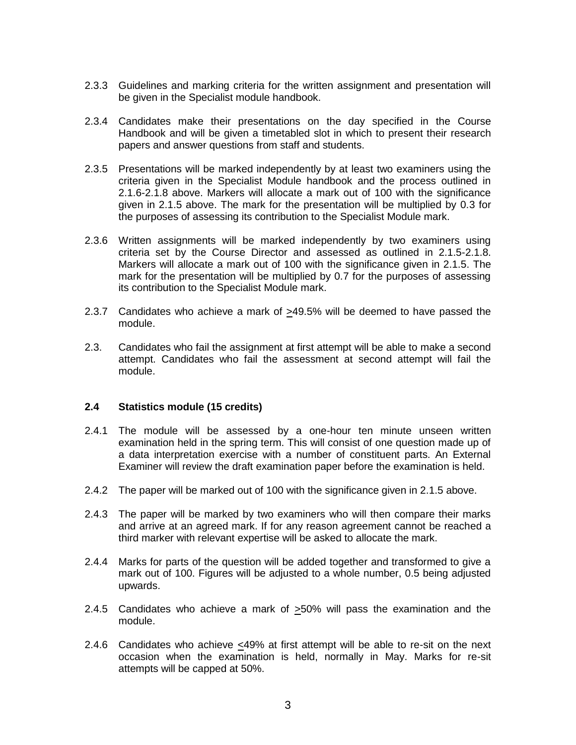2.3.3 Guidelines and marking criteria for the written assignment and presentation will be given in the Specialist module handbook.

2.3.4 Candidates make their presentations on the day specified in the Course Handbook and will be given a timetabled slot in which to present their research papers and answer questions from staff and students.

2.3.5 Presentations will be marked independently by at least two examiners using the criteria given in the Specialist Module handbook and the process outlined in 2.1.6-2.1.8 above. Markers will allocate a mark out of 100 with the significance given in 2.1.5 above. The mark for the presentation will be multiplied by 0.3 for the purposes of assessing its contribution to the Specialist Module mark.

2.3.6 Written assignments will be marked independently by two examiners using criteria set by the Course Director and assessed as outlined in 2.1.5-2.1.8. Markers will allocate a mark out of 100 with the significance given in 2.1.5. The mark for the presentation will be multiplied by 0.7 for the purposes of assessing its contribution to the Specialist Module mark.

2.3.7 Candidates who achieve a mark of ≥49.5% will be deemed to have passed the module.

2.3. Candidates who fail the assignment at first attempt will be able to make a second attempt. Candidates who fail the assessment at second attempt will fail the module.

### 2.4 Statistics module (15 credits)

2.4.1 The module will be assessed by a one-hour ten minute unseen written examination held in the spring term. This will consist of one question made up of a data interpretation exercise with a number of constituent parts. An External Examiner will review the draft examination paper before the examination is held.

2.4.2 The paper will be marked out of 100 with the significance given in 2.1.5 above.

2.4.3 The paper will be marked by two examiners who will then compare their marks and arrive at an agreed mark. If for any reason agreement cannot be reached a third marker with relevant expertise will be asked to allocate the mark.

2.4.4 Marks for parts of the question will be added together and transformed to give a mark out of 100. Figures will be adjusted to a whole number, 0.5 being adjusted upwards.

2.4.5 Candidates who achieve a mark of ≥50% will pass the examination and the module.

2.4.6 Candidates who achieve ≤49% at first attempt will be able to re-sit on the next occasion when the examination is held, normally in May. Marks for re-sit attempts will be capped at 50%.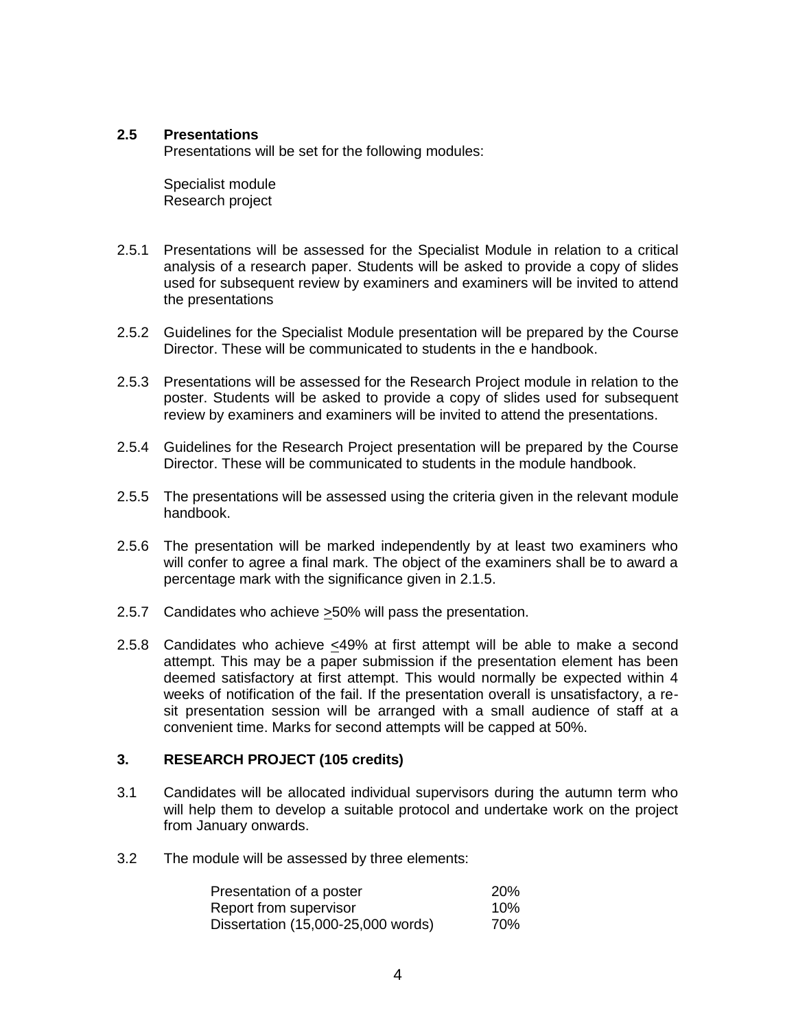### 2.5 Presentations

Presentations will be set for the following modules:

Specialist module
Research project

2.5.1 Presentations will be assessed for the Specialist Module in relation to a critical analysis of a research paper. Students will be asked to provide a copy of slides used for subsequent review by examiners and examiners will be invited to attend the presentations

2.5.2 Guidelines for the Specialist Module presentation will be prepared by the Course Director. These will be communicated to students in the e handbook.

2.5.3 Presentations will be assessed for the Research Project module in relation to the poster. Students will be asked to provide a copy of slides used for subsequent review by examiners and examiners will be invited to attend the presentations.

2.5.4 Guidelines for the Research Project presentation will be prepared by the Course Director. These will be communicated to students in the module handbook.

2.5.5 The presentations will be assessed using the criteria given in the relevant module handbook.

2.5.6 The presentation will be marked independently by at least two examiners who will confer to agree a final mark. The object of the examiners shall be to award a percentage mark with the significance given in 2.1.5.

2.5.7 Candidates who achieve ≥50% will pass the presentation.

2.5.8 Candidates who achieve ≤49% at first attempt will be able to make a second attempt. This may be a paper submission if the presentation element has been deemed satisfactory at first attempt. This would normally be expected within 4 weeks of notification of the fail. If the presentation overall is unsatisfactory, a re-sit presentation session will be arranged with a small audience of staff at a convenient time. Marks for second attempts will be capped at 50%.

## 3. RESEARCH PROJECT (105 credits)

3.1 Candidates will be allocated individual supervisors during the autumn term who will help them to develop a suitable protocol and undertake work on the project from January onwards.

3.2 The module will be assessed by three elements:

| | |
|---|---|
| Presentation of a poster | 20% |
| Report from supervisor | 10% |
| Dissertation (15,000-25,000 words) | 70% |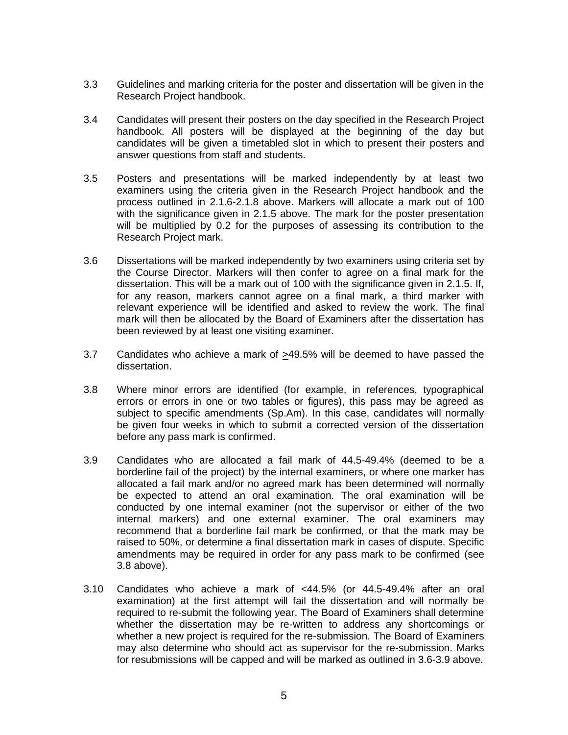3.3 Guidelines and marking criteria for the poster and dissertation will be given in the Research Project handbook.

3.4 Candidates will present their posters on the day specified in the Research Project handbook. All posters will be displayed at the beginning of the day but candidates will be given a timetabled slot in which to present their posters and answer questions from staff and students.

3.5 Posters and presentations will be marked independently by at least two examiners using the criteria given in the Research Project handbook and the process outlined in 2.1.6-2.1.8 above. Markers will allocate a mark out of 100 with the significance given in 2.1.5 above. The mark for the poster presentation will be multiplied by 0.2 for the purposes of assessing its contribution to the Research Project mark.

3.6 Dissertations will be marked independently by two examiners using criteria set by the Course Director. Markers will then confer to agree on a final mark for the dissertation. This will be a mark out of 100 with the significance given in 2.1.5. If, for any reason, markers cannot agree on a final mark, a third marker with relevant experience will be identified and asked to review the work. The final mark will then be allocated by the Board of Examiners after the dissertation has been reviewed by at least one visiting examiner.

3.7 Candidates who achieve a mark of ≥49.5% will be deemed to have passed the dissertation.

3.8 Where minor errors are identified (for example, in references, typographical errors or errors in one or two tables or figures), this pass may be agreed as subject to specific amendments (Sp.Am). In this case, candidates will normally be given four weeks in which to submit a corrected version of the dissertation before any pass mark is confirmed.

3.9 Candidates who are allocated a fail mark of 44.5-49.4% (deemed to be a borderline fail of the project) by the internal examiners, or where one marker has allocated a fail mark and/or no agreed mark has been determined will normally be expected to attend an oral examination. The oral examination will be conducted by one internal examiner (not the supervisor or either of the two internal markers) and one external examiner. The oral examiners may recommend that a borderline fail mark be confirmed, or that the mark may be raised to 50%, or determine a final dissertation mark in cases of dispute. Specific amendments may be required in order for any pass mark to be confirmed (see 3.8 above).

3.10 Candidates who achieve a mark of <44.5% (or 44.5-49.4% after an oral examination) at the first attempt will fail the dissertation and will normally be required to re-submit the following year. The Board of Examiners shall determine whether the dissertation may be re-written to address any shortcomings or whether a new project is required for the re-submission. The Board of Examiners may also determine who should act as supervisor for the re-submission. Marks for resubmissions will be capped and will be marked as outlined in 3.6-3.9 above.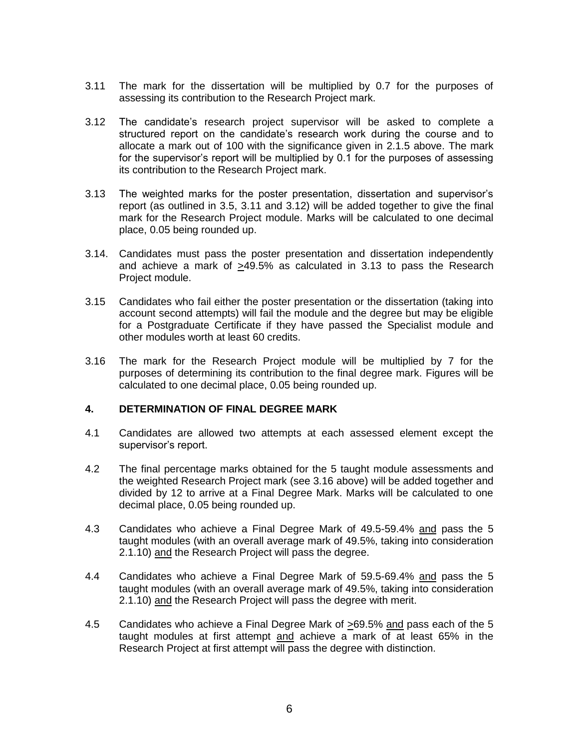3.11 The mark for the dissertation will be multiplied by 0.7 for the purposes of assessing its contribution to the Research Project mark.

3.12 The candidate's research project supervisor will be asked to complete a structured report on the candidate's research work during the course and to allocate a mark out of 100 with the significance given in 2.1.5 above. The mark for the supervisor's report will be multiplied by 0.1 for the purposes of assessing its contribution to the Research Project mark.

3.13 The weighted marks for the poster presentation, dissertation and supervisor's report (as outlined in 3.5, 3.11 and 3.12) will be added together to give the final mark for the Research Project module. Marks will be calculated to one decimal place, 0.05 being rounded up.

3.14. Candidates must pass the poster presentation and dissertation independently and achieve a mark of $\geq$49.5% as calculated in 3.13 to pass the Research Project module.

3.15 Candidates who fail either the poster presentation or the dissertation (taking into account second attempts) will fail the module and the degree but may be eligible for a Postgraduate Certificate if they have passed the Specialist module and other modules worth at least 60 credits.

3.16 The mark for the Research Project module will be multiplied by 7 for the purposes of determining its contribution to the final degree mark. Figures will be calculated to one decimal place, 0.05 being rounded up.

## 4. DETERMINATION OF FINAL DEGREE MARK

4.1 Candidates are allowed two attempts at each assessed element except the supervisor's report.

4.2 The final percentage marks obtained for the 5 taught module assessments and the weighted Research Project mark (see 3.16 above) will be added together and divided by 12 to arrive at a Final Degree Mark. Marks will be calculated to one decimal place, 0.05 being rounded up.

4.3 Candidates who achieve a Final Degree Mark of 49.5-59.4% <u>and</u> pass the 5 taught modules (with an overall average mark of 49.5%, taking into consideration 2.1.10) <u>and</u> the Research Project will pass the degree.

4.4 Candidates who achieve a Final Degree Mark of 59.5-69.4% <u>and</u> pass the 5 taught modules (with an overall average mark of 49.5%, taking into consideration 2.1.10) <u>and</u> the Research Project will pass the degree with merit.

4.5 Candidates who achieve a Final Degree Mark of $\geq$69.5% <u>and</u> pass each of the 5 taught modules at first attempt <u>and</u> achieve a mark of at least 65% in the Research Project at first attempt will pass the degree with distinction.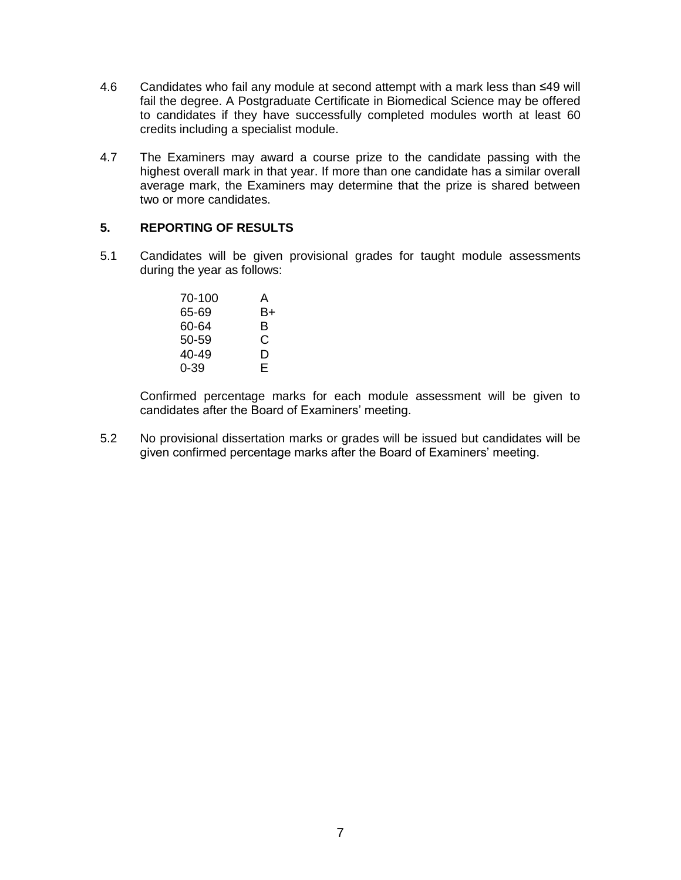4.6 Candidates who fail any module at second attempt with a mark less than ≤49 will fail the degree. A Postgraduate Certificate in Biomedical Science may be offered to candidates if they have successfully completed modules worth at least 60 credits including a specialist module.

4.7 The Examiners may award a course prize to the candidate passing with the highest overall mark in that year. If more than one candidate has a similar overall average mark, the Examiners may determine that the prize is shared between two or more candidates.

## 5. REPORTING OF RESULTS

5.1 Candidates will be given provisional grades for taught module assessments during the year as follows:

| | |
|---|---|
| 70-100 | A |
| 65-69 | B+ |
| 60-64 | B |
| 50-59 | C |
| 40-49 | D |
| 0-39 | E |

Confirmed percentage marks for each module assessment will be given to candidates after the Board of Examiners' meeting.

5.2 No provisional dissertation marks or grades will be issued but candidates will be given confirmed percentage marks after the Board of Examiners' meeting.